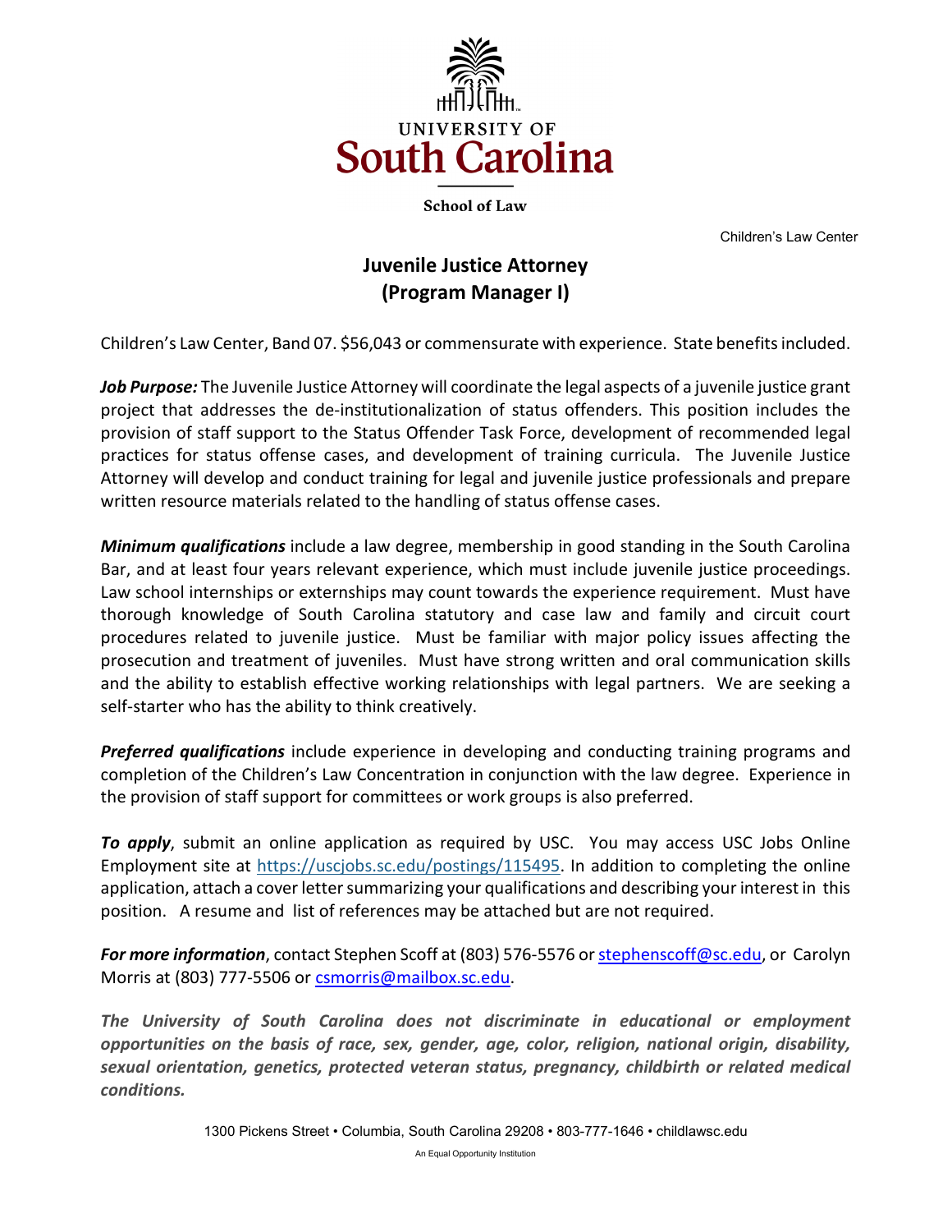UNIVERSITY OF
South Carolina

School of Law

Children's Law Center

# Juvenile Justice Attorney
## (Program Manager I)

Children's Law Center, Band 07. $56,043 or commensurate with experience. State benefits included.

***Job Purpose:*** The Juvenile Justice Attorney will coordinate the legal aspects of a juvenile justice grant project that addresses the de-institutionalization of status offenders. This position includes the provision of staff support to the Status Offender Task Force, development of recommended legal practices for status offense cases, and development of training curricula. The Juvenile Justice Attorney will develop and conduct training for legal and juvenile justice professionals and prepare written resource materials related to the handling of status offense cases.

***Minimum qualifications*** include a law degree, membership in good standing in the South Carolina Bar, and at least four years relevant experience, which must include juvenile justice proceedings. Law school internships or externships may count towards the experience requirement. Must have thorough knowledge of South Carolina statutory and case law and family and circuit court procedures related to juvenile justice. Must be familiar with major policy issues affecting the prosecution and treatment of juveniles. Must have strong written and oral communication skills and the ability to establish effective working relationships with legal partners. We are seeking a self-starter who has the ability to think creatively.

***Preferred qualifications*** include experience in developing and conducting training programs and completion of the Children's Law Concentration in conjunction with the law degree. Experience in the provision of staff support for committees or work groups is also preferred.

***To apply***, submit an online application as required by USC. You may access USC Jobs Online Employment site at https://uscjobs.sc.edu/postings/115495. In addition to completing the online application, attach a cover letter summarizing your qualifications and describing your interest in this position. A resume and list of references may be attached but are not required.

***For more information***, contact Stephen Scoff at (803) 576-5576 or stephenscoff@sc.edu, or Carolyn Morris at (803) 777-5506 or csmorris@mailbox.sc.edu.

***The University of South Carolina does not discriminate in educational or employment opportunities on the basis of race, sex, gender, age, color, religion, national origin, disability, sexual orientation, genetics, protected veteran status, pregnancy, childbirth or related medical conditions.***

1300 Pickens Street • Columbia, South Carolina 29208 • 803-777-1646 • childlawsc.edu

An Equal Opportunity Institution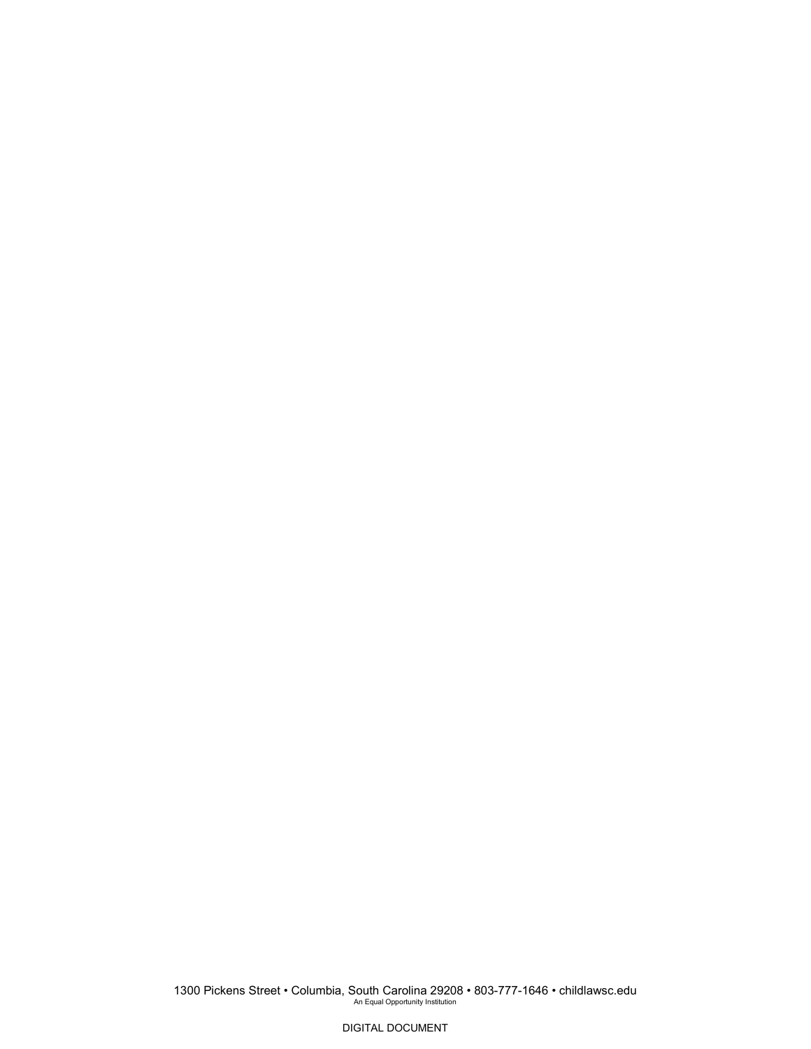1300 Pickens Street • Columbia, South Carolina 29208 • 803-777-1646 • childlawsc.edu

An Equal Opportunity Institution

DIGITAL DOCUMENT